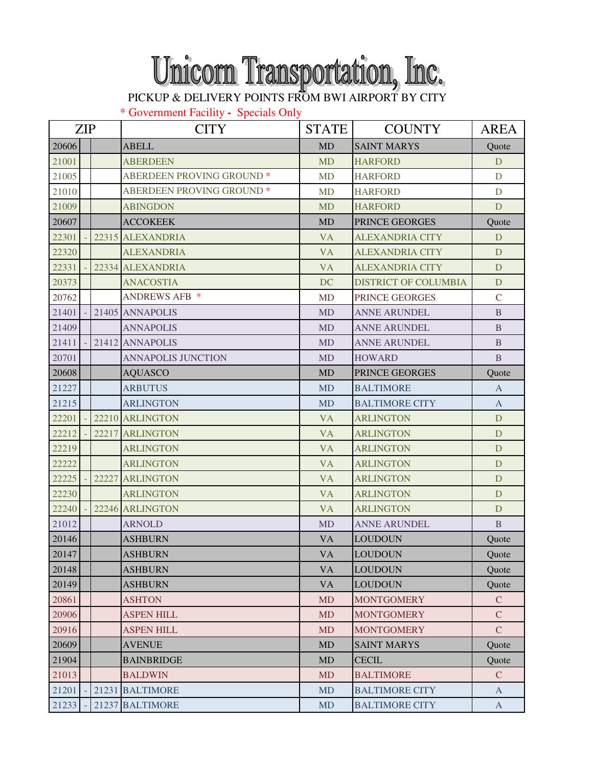# Unicorn Transportation, Inc.

PICKUP & DELIVERY POINTS FROM BWI AIRPORT BY CITY

\* Government Facility - Specials Only

| ZIP | | | CITY | STATE | COUNTY | AREA |
|---|---|---|---|---|---|---|
| 20606 | | | ABELL | MD | SAINT MARYS | Quote |
| 21001 | | | ABERDEEN | MD | HARFORD | D |
| 21005 | | | ABERDEEN PROVING GROUND * | MD | HARFORD | D |
| 21010 | | | ABERDEEN PROVING GROUND * | MD | HARFORD | D |
| 21009 | | | ABINGDON | MD | HARFORD | D |
| 20607 | | | ACCOKEEK | MD | PRINCE GEORGES | Quote |
| 22301 | - | 22315 | ALEXANDRIA | VA | ALEXANDRIA CITY | D |
| 22320 | | | ALEXANDRIA | VA | ALEXANDRIA CITY | D |
| 22331 | - | 22334 | ALEXANDRIA | VA | ALEXANDRIA CITY | D |
| 20373 | | | ANACOSTIA | DC | DISTRICT OF COLUMBIA | D |
| 20762 | | | ANDREWS AFB * | MD | PRINCE GEORGES | C |
| 21401 | - | 21405 | ANNAPOLIS | MD | ANNE ARUNDEL | B |
| 21409 | | | ANNAPOLIS | MD | ANNE ARUNDEL | B |
| 21411 | - | 21412 | ANNAPOLIS | MD | ANNE ARUNDEL | B |
| 20701 | | | ANNAPOLIS JUNCTION | MD | HOWARD | B |
| 20608 | | | AQUASCO | MD | PRINCE GEORGES | Quote |
| 21227 | | | ARBUTUS | MD | BALTIMORE | A |
| 21215 | | | ARLINGTON | MD | BALTIMORE CITY | A |
| 22201 | - | 22210 | ARLINGTON | VA | ARLINGTON | D |
| 22212 | - | 22217 | ARLINGTON | VA | ARLINGTON | D |
| 22219 | | | ARLINGTON | VA | ARLINGTON | D |
| 22222 | | | ARLINGTON | VA | ARLINGTON | D |
| 22225 | - | 22227 | ARLINGTON | VA | ARLINGTON | D |
| 22230 | | | ARLINGTON | VA | ARLINGTON | D |
| 22240 | - | 22246 | ARLINGTON | VA | ARLINGTON | D |
| 21012 | | | ARNOLD | MD | ANNE ARUNDEL | B |
| 20146 | | | ASHBURN | VA | LOUDOUN | Quote |
| 20147 | | | ASHBURN | VA | LOUDOUN | Quote |
| 20148 | | | ASHBURN | VA | LOUDOUN | Quote |
| 20149 | | | ASHBURN | VA | LOUDOUN | Quote |
| 20861 | | | ASHTON | MD | MONTGOMERY | C |
| 20906 | | | ASPEN HILL | MD | MONTGOMERY | C |
| 20916 | | | ASPEN HILL | MD | MONTGOMERY | C |
| 20609 | | | AVENUE | MD | SAINT MARYS | Quote |
| 21904 | | | BAINBRIDGE | MD | CECIL | Quote |
| 21013 | | | BALDWIN | MD | BALTIMORE | C |
| 21201 | - | 21231 | BALTIMORE | MD | BALTIMORE CITY | A |
| 21233 | - | 21237 | BALTIMORE | MD | BALTIMORE CITY | A |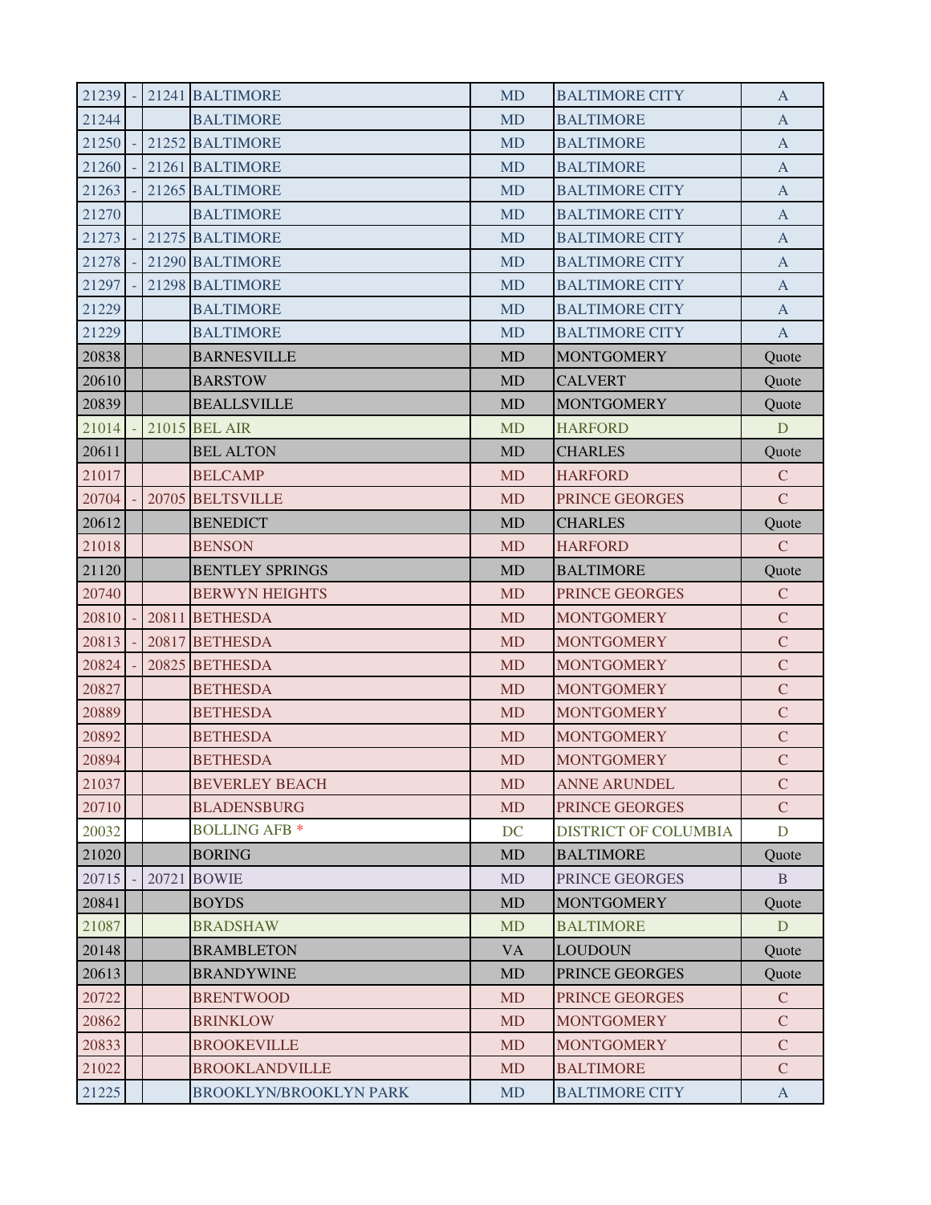| 21239 | - | 21241 | BALTIMORE | MD | BALTIMORE CITY | A |
|---|---|---|---|---|---|---|
| 21244 | | | BALTIMORE | MD | BALTIMORE | A |
| 21250 | - | 21252 | BALTIMORE | MD | BALTIMORE | A |
| 21260 | - | 21261 | BALTIMORE | MD | BALTIMORE | A |
| 21263 | - | 21265 | BALTIMORE | MD | BALTIMORE CITY | A |
| 21270 | | | BALTIMORE | MD | BALTIMORE CITY | A |
| 21273 | - | 21275 | BALTIMORE | MD | BALTIMORE CITY | A |
| 21278 | - | 21290 | BALTIMORE | MD | BALTIMORE CITY | A |
| 21297 | - | 21298 | BALTIMORE | MD | BALTIMORE CITY | A |
| 21229 | | | BALTIMORE | MD | BALTIMORE CITY | A |
| 21229 | | | BALTIMORE | MD | BALTIMORE CITY | A |
| 20838 | | | BARNESVILLE | MD | MONTGOMERY | Quote |
| 20610 | | | BARSTOW | MD | CALVERT | Quote |
| 20839 | | | BEALLSVILLE | MD | MONTGOMERY | Quote |
| 21014 | - | 21015 | BEL AIR | MD | HARFORD | D |
| 20611 | | | BEL ALTON | MD | CHARLES | Quote |
| 21017 | | | BELCAMP | MD | HARFORD | C |
| 20704 | - | 20705 | BELTSVILLE | MD | PRINCE GEORGES | C |
| 20612 | | | BENEDICT | MD | CHARLES | Quote |
| 21018 | | | BENSON | MD | HARFORD | C |
| 21120 | | | BENTLEY SPRINGS | MD | BALTIMORE | Quote |
| 20740 | | | BERWYN HEIGHTS | MD | PRINCE GEORGES | C |
| 20810 | - | 20811 | BETHESDA | MD | MONTGOMERY | C |
| 20813 | - | 20817 | BETHESDA | MD | MONTGOMERY | C |
| 20824 | - | 20825 | BETHESDA | MD | MONTGOMERY | C |
| 20827 | | | BETHESDA | MD | MONTGOMERY | C |
| 20889 | | | BETHESDA | MD | MONTGOMERY | C |
| 20892 | | | BETHESDA | MD | MONTGOMERY | C |
| 20894 | | | BETHESDA | MD | MONTGOMERY | C |
| 21037 | | | BEVERLEY BEACH | MD | ANNE ARUNDEL | C |
| 20710 | | | BLADENSBURG | MD | PRINCE GEORGES | C |
| 20032 | | | BOLLING AFB * | DC | DISTRICT OF COLUMBIA | D |
| 21020 | | | BORING | MD | BALTIMORE | Quote |
| 20715 | - | 20721 | BOWIE | MD | PRINCE GEORGES | B |
| 20841 | | | BOYDS | MD | MONTGOMERY | Quote |
| 21087 | | | BRADSHAW | MD | BALTIMORE | D |
| 20148 | | | BRAMBLETON | VA | LOUDOUN | Quote |
| 20613 | | | BRANDYWINE | MD | PRINCE GEORGES | Quote |
| 20722 | | | BRENTWOOD | MD | PRINCE GEORGES | C |
| 20862 | | | BRINKLOW | MD | MONTGOMERY | C |
| 20833 | | | BROOKEVILLE | MD | MONTGOMERY | C |
| 21022 | | | BROOKLANDVILLE | MD | BALTIMORE | C |
| 21225 | | | BROOKLYN/BROOKLYN PARK | MD | BALTIMORE CITY | A |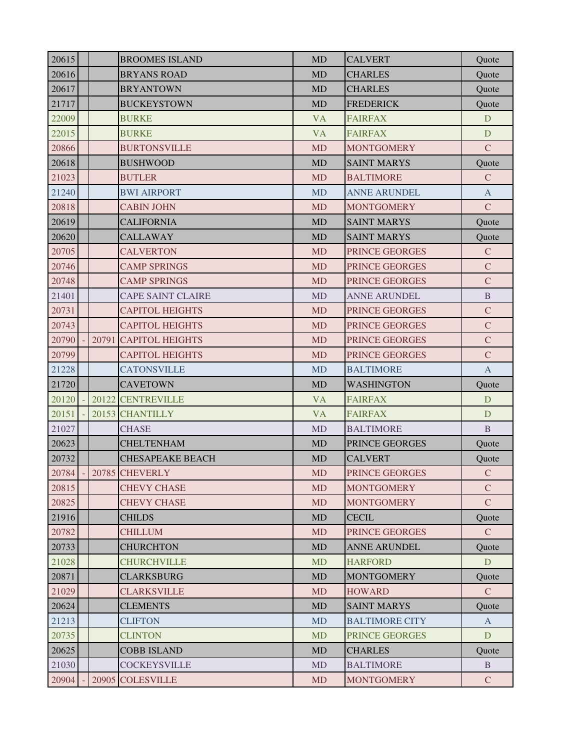| | | | | | | |
|---|---|---|---|---|---|---|
| 20615 | | | BROOMES ISLAND | MD | CALVERT | Quote |
| 20616 | | | BRYANS ROAD | MD | CHARLES | Quote |
| 20617 | | | BRYANTOWN | MD | CHARLES | Quote |
| 21717 | | | BUCKEYSTOWN | MD | FREDERICK | Quote |
| 22009 | | | BURKE | VA | FAIRFAX | D |
| 22015 | | | BURKE | VA | FAIRFAX | D |
| 20866 | | | BURTONSVILLE | MD | MONTGOMERY | C |
| 20618 | | | BUSHWOOD | MD | SAINT MARYS | Quote |
| 21023 | | | BUTLER | MD | BALTIMORE | C |
| 21240 | | | BWI AIRPORT | MD | ANNE ARUNDEL | A |
| 20818 | | | CABIN JOHN | MD | MONTGOMERY | C |
| 20619 | | | CALIFORNIA | MD | SAINT MARYS | Quote |
| 20620 | | | CALLAWAY | MD | SAINT MARYS | Quote |
| 20705 | | | CALVERTON | MD | PRINCE GEORGES | C |
| 20746 | | | CAMP SPRINGS | MD | PRINCE GEORGES | C |
| 20748 | | | CAMP SPRINGS | MD | PRINCE GEORGES | C |
| 21401 | | | CAPE SAINT CLAIRE | MD | ANNE ARUNDEL | B |
| 20731 | | | CAPITOL HEIGHTS | MD | PRINCE GEORGES | C |
| 20743 | | | CAPITOL HEIGHTS | MD | PRINCE GEORGES | C |
| 20790 | - | 20791 | CAPITOL HEIGHTS | MD | PRINCE GEORGES | C |
| 20799 | | | CAPITOL HEIGHTS | MD | PRINCE GEORGES | C |
| 21228 | | | CATONSVILLE | MD | BALTIMORE | A |
| 21720 | | | CAVETOWN | MD | WASHINGTON | Quote |
| 20120 | - | 20122 | CENTREVILLE | VA | FAIRFAX | D |
| 20151 | - | 20153 | CHANTILLY | VA | FAIRFAX | D |
| 21027 | | | CHASE | MD | BALTIMORE | B |
| 20623 | | | CHELTENHAM | MD | PRINCE GEORGES | Quote |
| 20732 | | | CHESAPEAKE BEACH | MD | CALVERT | Quote |
| 20784 | - | 20785 | CHEVERLY | MD | PRINCE GEORGES | C |
| 20815 | | | CHEVY CHASE | MD | MONTGOMERY | C |
| 20825 | | | CHEVY CHASE | MD | MONTGOMERY | C |
| 21916 | | | CHILDS | MD | CECIL | Quote |
| 20782 | | | CHILLUM | MD | PRINCE GEORGES | C |
| 20733 | | | CHURCHTON | MD | ANNE ARUNDEL | Quote |
| 21028 | | | CHURCHVILLE | MD | HARFORD | D |
| 20871 | | | CLARKSBURG | MD | MONTGOMERY | Quote |
| 21029 | | | CLARKSVILLE | MD | HOWARD | C |
| 20624 | | | CLEMENTS | MD | SAINT MARYS | Quote |
| 21213 | | | CLIFTON | MD | BALTIMORE CITY | A |
| 20735 | | | CLINTON | MD | PRINCE GEORGES | D |
| 20625 | | | COBB ISLAND | MD | CHARLES | Quote |
| 21030 | | | COCKEYSVILLE | MD | BALTIMORE | B |
| 20904 | - | 20905 | COLESVILLE | MD | MONTGOMERY | C |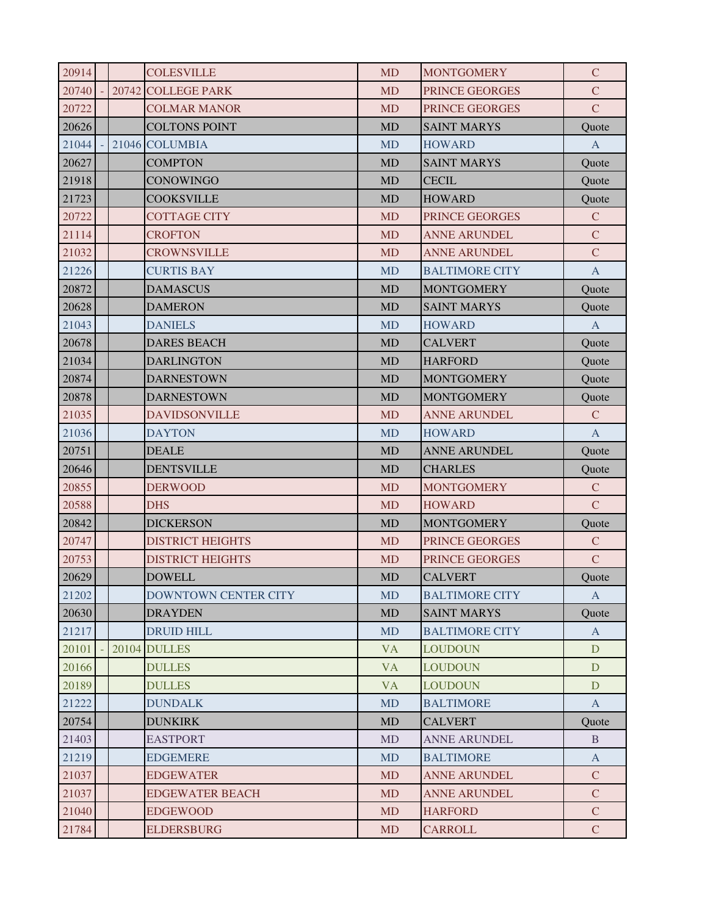| | | | | | | |
|---|---|---|---|---|---|---|
| 20914 | | | COLESVILLE | MD | MONTGOMERY | C |
| 20740 | - | 20742 | COLLEGE PARK | MD | PRINCE GEORGES | C |
| 20722 | | | COLMAR MANOR | MD | PRINCE GEORGES | C |
| 20626 | | | COLTONS POINT | MD | SAINT MARYS | Quote |
| 21044 | - | 21046 | COLUMBIA | MD | HOWARD | A |
| 20627 | | | COMPTON | MD | SAINT MARYS | Quote |
| 21918 | | | CONOWINGO | MD | CECIL | Quote |
| 21723 | | | COOKSVILLE | MD | HOWARD | Quote |
| 20722 | | | COTTAGE CITY | MD | PRINCE GEORGES | C |
| 21114 | | | CROFTON | MD | ANNE ARUNDEL | C |
| 21032 | | | CROWNSVILLE | MD | ANNE ARUNDEL | C |
| 21226 | | | CURTIS BAY | MD | BALTIMORE CITY | A |
| 20872 | | | DAMASCUS | MD | MONTGOMERY | Quote |
| 20628 | | | DAMERON | MD | SAINT MARYS | Quote |
| 21043 | | | DANIELS | MD | HOWARD | A |
| 20678 | | | DARES BEACH | MD | CALVERT | Quote |
| 21034 | | | DARLINGTON | MD | HARFORD | Quote |
| 20874 | | | DARNESTOWN | MD | MONTGOMERY | Quote |
| 20878 | | | DARNESTOWN | MD | MONTGOMERY | Quote |
| 21035 | | | DAVIDSONVILLE | MD | ANNE ARUNDEL | C |
| 21036 | | | DAYTON | MD | HOWARD | A |
| 20751 | | | DEALE | MD | ANNE ARUNDEL | Quote |
| 20646 | | | DENTSVILLE | MD | CHARLES | Quote |
| 20855 | | | DERWOOD | MD | MONTGOMERY | C |
| 20588 | | | DHS | MD | HOWARD | C |
| 20842 | | | DICKERSON | MD | MONTGOMERY | Quote |
| 20747 | | | DISTRICT HEIGHTS | MD | PRINCE GEORGES | C |
| 20753 | | | DISTRICT HEIGHTS | MD | PRINCE GEORGES | C |
| 20629 | | | DOWELL | MD | CALVERT | Quote |
| 21202 | | | DOWNTOWN CENTER CITY | MD | BALTIMORE CITY | A |
| 20630 | | | DRAYDEN | MD | SAINT MARYS | Quote |
| 21217 | | | DRUID HILL | MD | BALTIMORE CITY | A |
| 20101 | - | 20104 | DULLES | VA | LOUDOUN | D |
| 20166 | | | DULLES | VA | LOUDOUN | D |
| 20189 | | | DULLES | VA | LOUDOUN | D |
| 21222 | | | DUNDALK | MD | BALTIMORE | A |
| 20754 | | | DUNKIRK | MD | CALVERT | Quote |
| 21403 | | | EASTPORT | MD | ANNE ARUNDEL | B |
| 21219 | | | EDGEMERE | MD | BALTIMORE | A |
| 21037 | | | EDGEWATER | MD | ANNE ARUNDEL | C |
| 21037 | | | EDGEWATER BEACH | MD | ANNE ARUNDEL | C |
| 21040 | | | EDGEWOOD | MD | HARFORD | C |
| 21784 | | | ELDERSBURG | MD | CARROLL | C |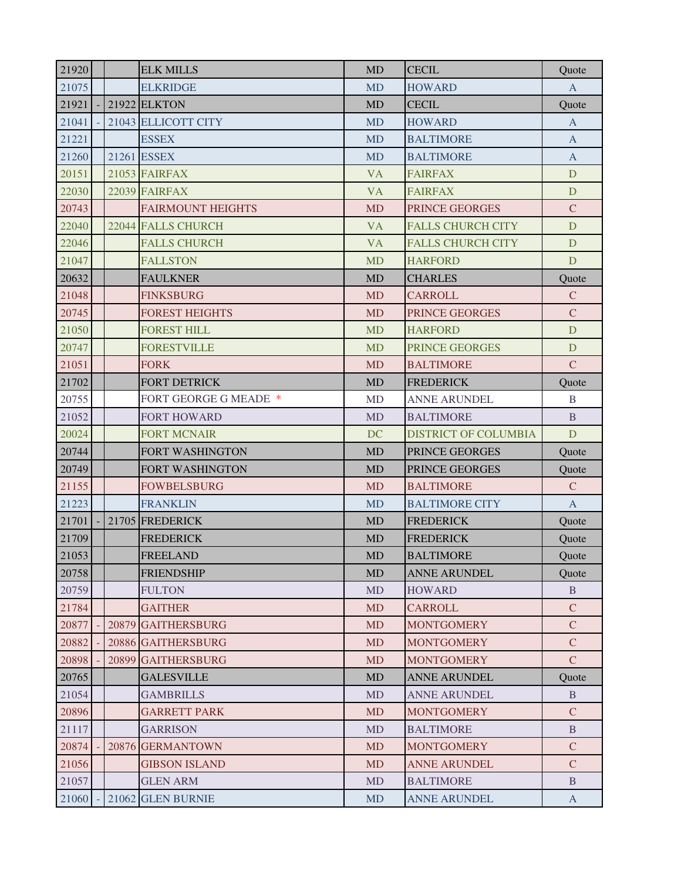| | | | | | | |
|---|---|---|---|---|---|---|
| 21920 | | | ELK MILLS | MD | CECIL | Quote |
| 21075 | | | ELKRIDGE | MD | HOWARD | A |
| 21921 | - | 21922 | ELKTON | MD | CECIL | Quote |
| 21041 | - | 21043 | ELLICOTT CITY | MD | HOWARD | A |
| 21221 | | | ESSEX | MD | BALTIMORE | A |
| 21260 | | 21261 | ESSEX | MD | BALTIMORE | A |
| 20151 | | 21053 | FAIRFAX | VA | FAIRFAX | D |
| 22030 | | 22039 | FAIRFAX | VA | FAIRFAX | D |
| 20743 | | | FAIRMOUNT HEIGHTS | MD | PRINCE GEORGES | C |
| 22040 | | 22044 | FALLS CHURCH | VA | FALLS CHURCH CITY | D |
| 22046 | | | FALLS CHURCH | VA | FALLS CHURCH CITY | D |
| 21047 | | | FALLSTON | MD | HARFORD | D |
| 20632 | | | FAULKNER | MD | CHARLES | Quote |
| 21048 | | | FINKSBURG | MD | CARROLL | C |
| 20745 | | | FOREST HEIGHTS | MD | PRINCE GEORGES | C |
| 21050 | | | FOREST HILL | MD | HARFORD | D |
| 20747 | | | FORESTVILLE | MD | PRINCE GEORGES | D |
| 21051 | | | FORK | MD | BALTIMORE | C |
| 21702 | | | FORT DETRICK | MD | FREDERICK | Quote |
| 20755 | | | FORT GEORGE G MEADE * | MD | ANNE ARUNDEL | B |
| 21052 | | | FORT HOWARD | MD | BALTIMORE | B |
| 20024 | | | FORT MCNAIR | DC | DISTRICT OF COLUMBIA | D |
| 20744 | | | FORT WASHINGTON | MD | PRINCE GEORGES | Quote |
| 20749 | | | FORT WASHINGTON | MD | PRINCE GEORGES | Quote |
| 21155 | | | FOWBELSBURG | MD | BALTIMORE | C |
| 21223 | | | FRANKLIN | MD | BALTIMORE CITY | A |
| 21701 | - | 21705 | FREDERICK | MD | FREDERICK | Quote |
| 21709 | | | FREDERICK | MD | FREDERICK | Quote |
| 21053 | | | FREELAND | MD | BALTIMORE | Quote |
| 20758 | | | FRIENDSHIP | MD | ANNE ARUNDEL | Quote |
| 20759 | | | FULTON | MD | HOWARD | B |
| 21784 | | | GAITHER | MD | CARROLL | C |
| 20877 | - | 20879 | GAITHERSBURG | MD | MONTGOMERY | C |
| 20882 | - | 20886 | GAITHERSBURG | MD | MONTGOMERY | C |
| 20898 | - | 20899 | GAITHERSBURG | MD | MONTGOMERY | C |
| 20765 | | | GALESVILLE | MD | ANNE ARUNDEL | Quote |
| 21054 | | | GAMBRILLS | MD | ANNE ARUNDEL | B |
| 20896 | | | GARRETT PARK | MD | MONTGOMERY | C |
| 21117 | | | GARRISON | MD | BALTIMORE | B |
| 20874 | - | 20876 | GERMANTOWN | MD | MONTGOMERY | C |
| 21056 | | | GIBSON ISLAND | MD | ANNE ARUNDEL | C |
| 21057 | | | GLEN ARM | MD | BALTIMORE | B |
| 21060 | - | 21062 | GLEN BURNIE | MD | ANNE ARUNDEL | A |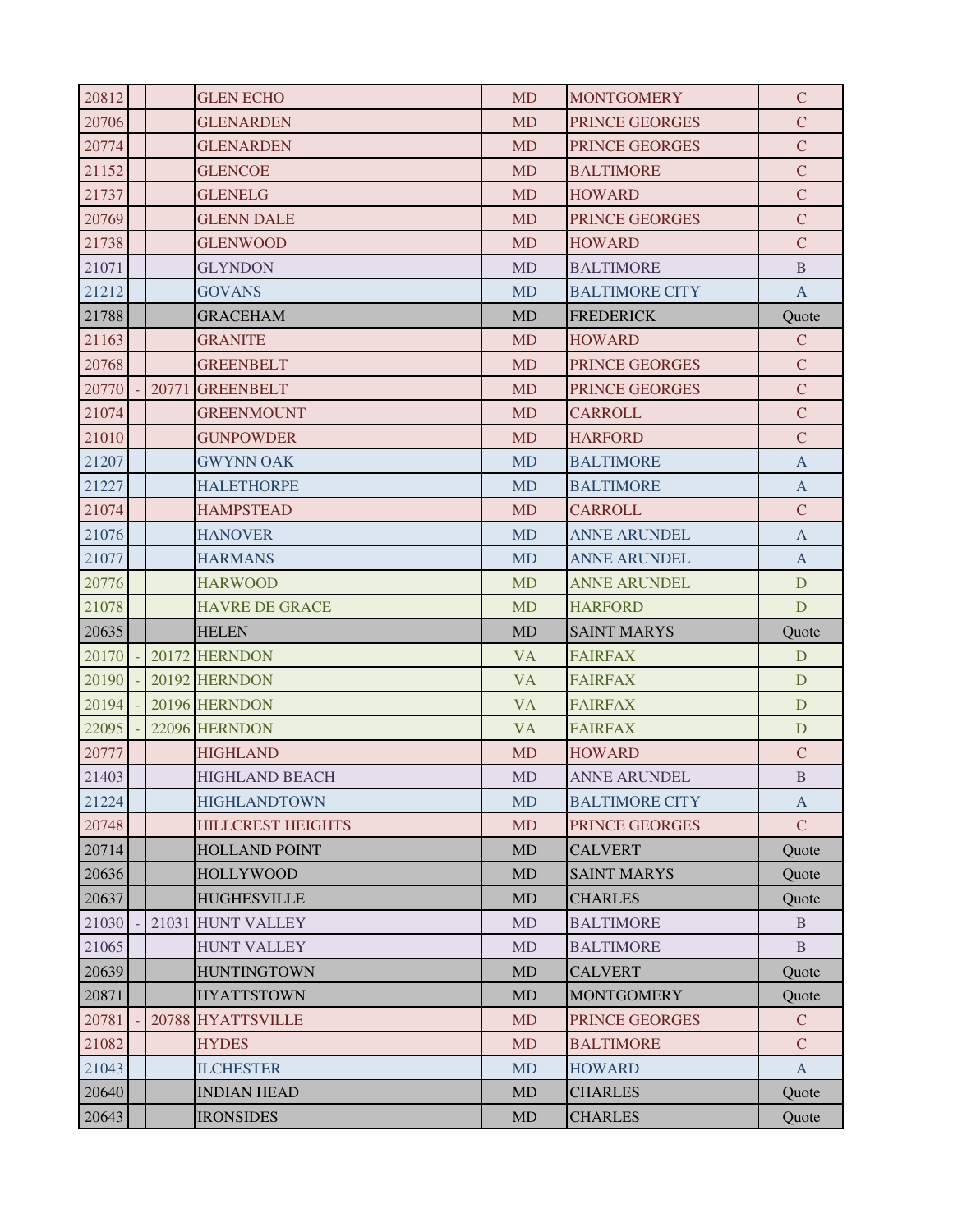| | | | | | | |
|---|---|---|---|---|---|---|
| 20812 | | | GLEN ECHO | MD | MONTGOMERY | C |
| 20706 | | | GLENARDEN | MD | PRINCE GEORGES | C |
| 20774 | | | GLENARDEN | MD | PRINCE GEORGES | C |
| 21152 | | | GLENCOE | MD | BALTIMORE | C |
| 21737 | | | GLENELG | MD | HOWARD | C |
| 20769 | | | GLENN DALE | MD | PRINCE GEORGES | C |
| 21738 | | | GLENWOOD | MD | HOWARD | C |
| 21071 | | | GLYNDON | MD | BALTIMORE | B |
| 21212 | | | GOVANS | MD | BALTIMORE CITY | A |
| 21788 | | | GRACEHAM | MD | FREDERICK | Quote |
| 21163 | | | GRANITE | MD | HOWARD | C |
| 20768 | | | GREENBELT | MD | PRINCE GEORGES | C |
| 20770 | - | 20771 | GREENBELT | MD | PRINCE GEORGES | C |
| 21074 | | | GREENMOUNT | MD | CARROLL | C |
| 21010 | | | GUNPOWDER | MD | HARFORD | C |
| 21207 | | | GWYNN OAK | MD | BALTIMORE | A |
| 21227 | | | HALETHORPE | MD | BALTIMORE | A |
| 21074 | | | HAMPSTEAD | MD | CARROLL | C |
| 21076 | | | HANOVER | MD | ANNE ARUNDEL | A |
| 21077 | | | HARMANS | MD | ANNE ARUNDEL | A |
| 20776 | | | HARWOOD | MD | ANNE ARUNDEL | D |
| 21078 | | | HAVRE DE GRACE | MD | HARFORD | D |
| 20635 | | | HELEN | MD | SAINT MARYS | Quote |
| 20170 | - | 20172 | HERNDON | VA | FAIRFAX | D |
| 20190 | - | 20192 | HERNDON | VA | FAIRFAX | D |
| 20194 | - | 20196 | HERNDON | VA | FAIRFAX | D |
| 22095 | - | 22096 | HERNDON | VA | FAIRFAX | D |
| 20777 | | | HIGHLAND | MD | HOWARD | C |
| 21403 | | | HIGHLAND BEACH | MD | ANNE ARUNDEL | B |
| 21224 | | | HIGHLANDTOWN | MD | BALTIMORE CITY | A |
| 20748 | | | HILLCREST HEIGHTS | MD | PRINCE GEORGES | C |
| 20714 | | | HOLLAND POINT | MD | CALVERT | Quote |
| 20636 | | | HOLLYWOOD | MD | SAINT MARYS | Quote |
| 20637 | | | HUGHESVILLE | MD | CHARLES | Quote |
| 21030 | - | 21031 | HUNT VALLEY | MD | BALTIMORE | B |
| 21065 | | | HUNT VALLEY | MD | BALTIMORE | B |
| 20639 | | | HUNTINGTOWN | MD | CALVERT | Quote |
| 20871 | | | HYATTSTOWN | MD | MONTGOMERY | Quote |
| 20781 | - | 20788 | HYATTSVILLE | MD | PRINCE GEORGES | C |
| 21082 | | | HYDES | MD | BALTIMORE | C |
| 21043 | | | ILCHESTER | MD | HOWARD | A |
| 20640 | | | INDIAN HEAD | MD | CHARLES | Quote |
| 20643 | | | IRONSIDES | MD | CHARLES | Quote |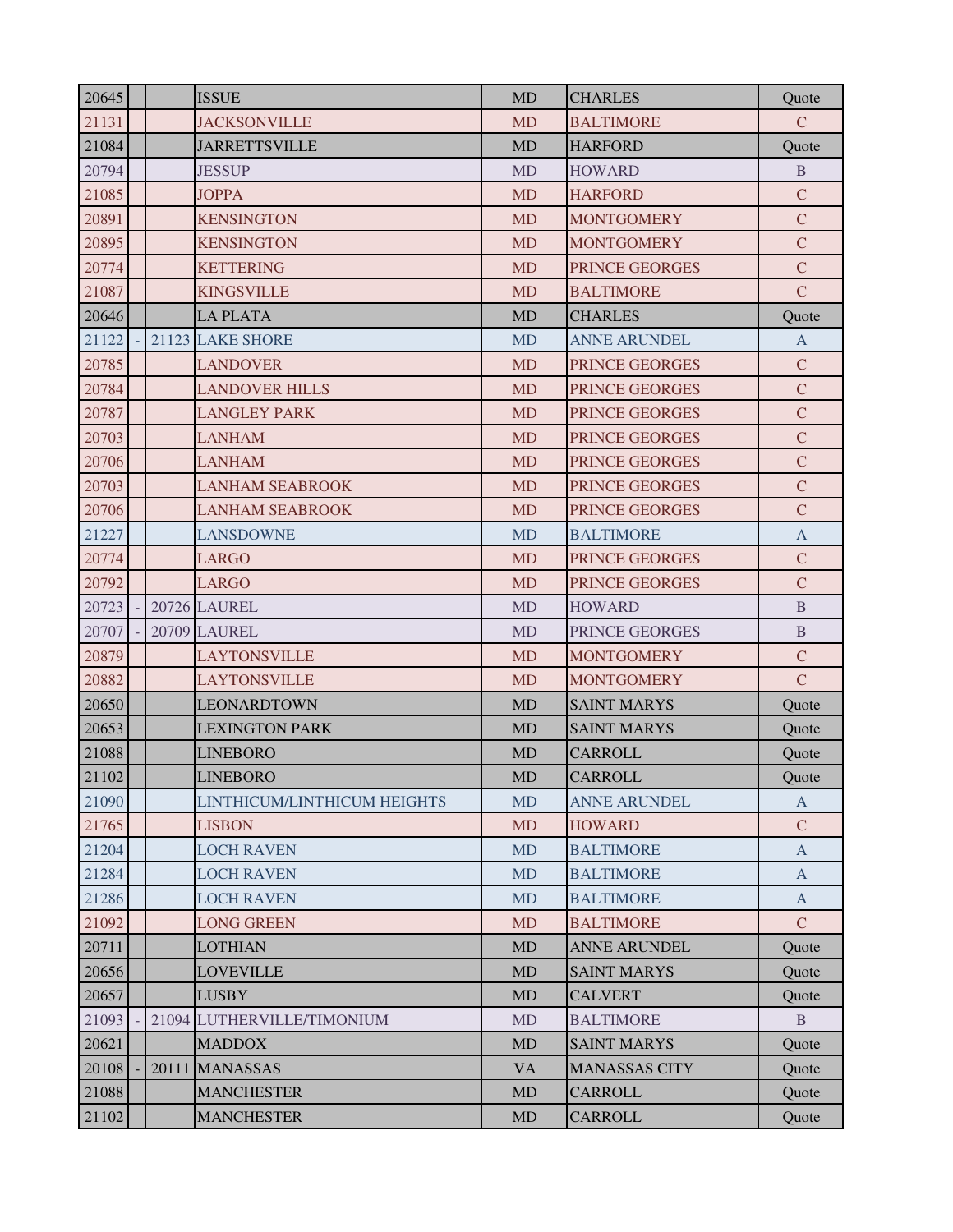| | | | | | | |
|---|---|---|---|---|---|---|
| 20645 | | | ISSUE | MD | CHARLES | Quote |
| 21131 | | | JACKSONVILLE | MD | BALTIMORE | C |
| 21084 | | | JARRETTSVILLE | MD | HARFORD | Quote |
| 20794 | | | JESSUP | MD | HOWARD | B |
| 21085 | | | JOPPA | MD | HARFORD | C |
| 20891 | | | KENSINGTON | MD | MONTGOMERY | C |
| 20895 | | | KENSINGTON | MD | MONTGOMERY | C |
| 20774 | | | KETTERING | MD | PRINCE GEORGES | C |
| 21087 | | | KINGSVILLE | MD | BALTIMORE | C |
| 20646 | | | LA PLATA | MD | CHARLES | Quote |
| 21122 | - | 21123 | LAKE SHORE | MD | ANNE ARUNDEL | A |
| 20785 | | | LANDOVER | MD | PRINCE GEORGES | C |
| 20784 | | | LANDOVER HILLS | MD | PRINCE GEORGES | C |
| 20787 | | | LANGLEY PARK | MD | PRINCE GEORGES | C |
| 20703 | | | LANHAM | MD | PRINCE GEORGES | C |
| 20706 | | | LANHAM | MD | PRINCE GEORGES | C |
| 20703 | | | LANHAM SEABROOK | MD | PRINCE GEORGES | C |
| 20706 | | | LANHAM SEABROOK | MD | PRINCE GEORGES | C |
| 21227 | | | LANSDOWNE | MD | BALTIMORE | A |
| 20774 | | | LARGO | MD | PRINCE GEORGES | C |
| 20792 | | | LARGO | MD | PRINCE GEORGES | C |
| 20723 | - | 20726 | LAUREL | MD | HOWARD | B |
| 20707 | - | 20709 | LAUREL | MD | PRINCE GEORGES | B |
| 20879 | | | LAYTONSVILLE | MD | MONTGOMERY | C |
| 20882 | | | LAYTONSVILLE | MD | MONTGOMERY | C |
| 20650 | | | LEONARDTOWN | MD | SAINT MARYS | Quote |
| 20653 | | | LEXINGTON PARK | MD | SAINT MARYS | Quote |
| 21088 | | | LINEBORO | MD | CARROLL | Quote |
| 21102 | | | LINEBORO | MD | CARROLL | Quote |
| 21090 | | | LINTHICUM/LINTHICUM HEIGHTS | MD | ANNE ARUNDEL | A |
| 21765 | | | LISBON | MD | HOWARD | C |
| 21204 | | | LOCH RAVEN | MD | BALTIMORE | A |
| 21284 | | | LOCH RAVEN | MD | BALTIMORE | A |
| 21286 | | | LOCH RAVEN | MD | BALTIMORE | A |
| 21092 | | | LONG GREEN | MD | BALTIMORE | C |
| 20711 | | | LOTHIAN | MD | ANNE ARUNDEL | Quote |
| 20656 | | | LOVEVILLE | MD | SAINT MARYS | Quote |
| 20657 | | | LUSBY | MD | CALVERT | Quote |
| 21093 | - | 21094 | LUTHERVILLE/TIMONIUM | MD | BALTIMORE | B |
| 20621 | | | MADDOX | MD | SAINT MARYS | Quote |
| 20108 | - | 20111 | MANASSAS | VA | MANASSAS CITY | Quote |
| 21088 | | | MANCHESTER | MD | CARROLL | Quote |
| 21102 | | | MANCHESTER | MD | CARROLL | Quote |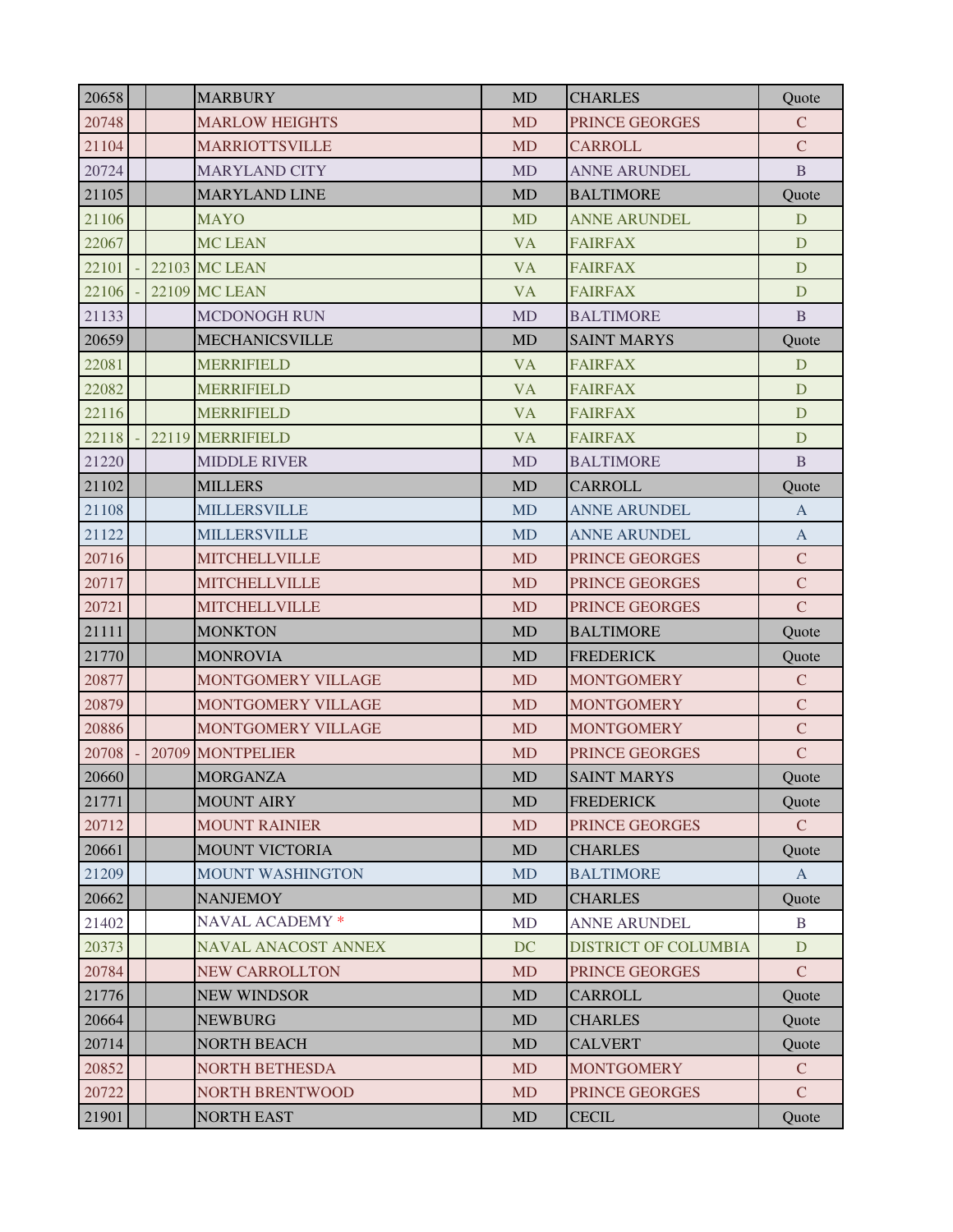| | | | | | | |
|---|---|---|---|---|---|---|
| 20658 | | | MARBURY | MD | CHARLES | Quote |
| 20748 | | | MARLOW HEIGHTS | MD | PRINCE GEORGES | C |
| 21104 | | | MARRIOTTSVILLE | MD | CARROLL | C |
| 20724 | | | MARYLAND CITY | MD | ANNE ARUNDEL | B |
| 21105 | | | MARYLAND LINE | MD | BALTIMORE | Quote |
| 21106 | | | MAYO | MD | ANNE ARUNDEL | D |
| 22067 | | | MC LEAN | VA | FAIRFAX | D |
| 22101 | - | 22103 | MC LEAN | VA | FAIRFAX | D |
| 22106 | - | 22109 | MC LEAN | VA | FAIRFAX | D |
| 21133 | | | MCDONOGH RUN | MD | BALTIMORE | B |
| 20659 | | | MECHANICSVILLE | MD | SAINT MARYS | Quote |
| 22081 | | | MERRIFIELD | VA | FAIRFAX | D |
| 22082 | | | MERRIFIELD | VA | FAIRFAX | D |
| 22116 | | | MERRIFIELD | VA | FAIRFAX | D |
| 22118 | - | 22119 | MERRIFIELD | VA | FAIRFAX | D |
| 21220 | | | MIDDLE RIVER | MD | BALTIMORE | B |
| 21102 | | | MILLERS | MD | CARROLL | Quote |
| 21108 | | | MILLERSVILLE | MD | ANNE ARUNDEL | A |
| 21122 | | | MILLERSVILLE | MD | ANNE ARUNDEL | A |
| 20716 | | | MITCHELLVILLE | MD | PRINCE GEORGES | C |
| 20717 | | | MITCHELLVILLE | MD | PRINCE GEORGES | C |
| 20721 | | | MITCHELLVILLE | MD | PRINCE GEORGES | C |
| 21111 | | | MONKTON | MD | BALTIMORE | Quote |
| 21770 | | | MONROVIA | MD | FREDERICK | Quote |
| 20877 | | | MONTGOMERY VILLAGE | MD | MONTGOMERY | C |
| 20879 | | | MONTGOMERY VILLAGE | MD | MONTGOMERY | C |
| 20886 | | | MONTGOMERY VILLAGE | MD | MONTGOMERY | C |
| 20708 | - | 20709 | MONTPELIER | MD | PRINCE GEORGES | C |
| 20660 | | | MORGANZA | MD | SAINT MARYS | Quote |
| 21771 | | | MOUNT AIRY | MD | FREDERICK | Quote |
| 20712 | | | MOUNT RAINIER | MD | PRINCE GEORGES | C |
| 20661 | | | MOUNT VICTORIA | MD | CHARLES | Quote |
| 21209 | | | MOUNT WASHINGTON | MD | BALTIMORE | A |
| 20662 | | | NANJEMOY | MD | CHARLES | Quote |
| 21402 | | | NAVAL ACADEMY * | MD | ANNE ARUNDEL | B |
| 20373 | | | NAVAL ANACOST ANNEX | DC | DISTRICT OF COLUMBIA | D |
| 20784 | | | NEW CARROLLTON | MD | PRINCE GEORGES | C |
| 21776 | | | NEW WINDSOR | MD | CARROLL | Quote |
| 20664 | | | NEWBURG | MD | CHARLES | Quote |
| 20714 | | | NORTH BEACH | MD | CALVERT | Quote |
| 20852 | | | NORTH BETHESDA | MD | MONTGOMERY | C |
| 20722 | | | NORTH BRENTWOOD | MD | PRINCE GEORGES | C |
| 21901 | | | NORTH EAST | MD | CECIL | Quote |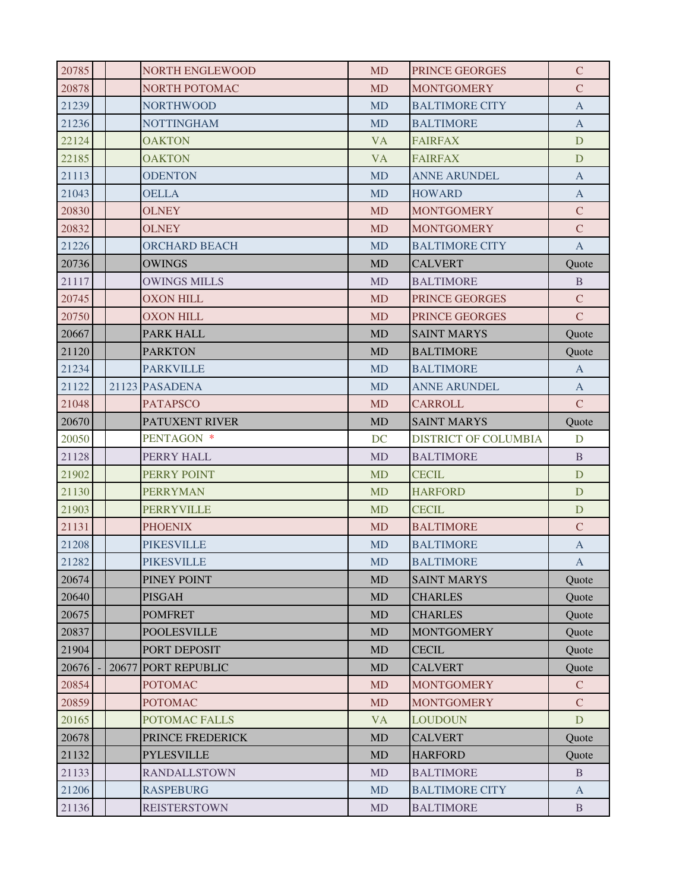| | | | | | | |
|---|---|---|---|---|---|---|
| 20785 | | | NORTH ENGLEWOOD | MD | PRINCE GEORGES | C |
| 20878 | | | NORTH POTOMAC | MD | MONTGOMERY | C |
| 21239 | | | NORTHWOOD | MD | BALTIMORE CITY | A |
| 21236 | | | NOTTINGHAM | MD | BALTIMORE | A |
| 22124 | | | OAKTON | VA | FAIRFAX | D |
| 22185 | | | OAKTON | VA | FAIRFAX | D |
| 21113 | | | ODENTON | MD | ANNE ARUNDEL | A |
| 21043 | | | OELLA | MD | HOWARD | A |
| 20830 | | | OLNEY | MD | MONTGOMERY | C |
| 20832 | | | OLNEY | MD | MONTGOMERY | C |
| 21226 | | | ORCHARD BEACH | MD | BALTIMORE CITY | A |
| 20736 | | | OWINGS | MD | CALVERT | Quote |
| 21117 | | | OWINGS MILLS | MD | BALTIMORE | B |
| 20745 | | | OXON HILL | MD | PRINCE GEORGES | C |
| 20750 | | | OXON HILL | MD | PRINCE GEORGES | C |
| 20667 | | | PARK HALL | MD | SAINT MARYS | Quote |
| 21120 | | | PARKTON | MD | BALTIMORE | Quote |
| 21234 | | | PARKVILLE | MD | BALTIMORE | A |
| 21122 | | 21123 | PASADENA | MD | ANNE ARUNDEL | A |
| 21048 | | | PATAPSCO | MD | CARROLL | C |
| 20670 | | | PATUXENT RIVER | MD | SAINT MARYS | Quote |
| 20050 | | | PENTAGON * | DC | DISTRICT OF COLUMBIA | D |
| 21128 | | | PERRY HALL | MD | BALTIMORE | B |
| 21902 | | | PERRY POINT | MD | CECIL | D |
| 21130 | | | PERRYMAN | MD | HARFORD | D |
| 21903 | | | PERRYVILLE | MD | CECIL | D |
| 21131 | | | PHOENIX | MD | BALTIMORE | C |
| 21208 | | | PIKESVILLE | MD | BALTIMORE | A |
| 21282 | | | PIKESVILLE | MD | BALTIMORE | A |
| 20674 | | | PINEY POINT | MD | SAINT MARYS | Quote |
| 20640 | | | PISGAH | MD | CHARLES | Quote |
| 20675 | | | POMFRET | MD | CHARLES | Quote |
| 20837 | | | POOLESVILLE | MD | MONTGOMERY | Quote |
| 21904 | | | PORT DEPOSIT | MD | CECIL | Quote |
| 20676 | - | 20677 | PORT REPUBLIC | MD | CALVERT | Quote |
| 20854 | | | POTOMAC | MD | MONTGOMERY | C |
| 20859 | | | POTOMAC | MD | MONTGOMERY | C |
| 20165 | | | POTOMAC FALLS | VA | LOUDOUN | D |
| 20678 | | | PRINCE FREDERICK | MD | CALVERT | Quote |
| 21132 | | | PYLESVILLE | MD | HARFORD | Quote |
| 21133 | | | RANDALLSTOWN | MD | BALTIMORE | B |
| 21206 | | | RASPEBURG | MD | BALTIMORE CITY | A |
| 21136 | | | REISTERSTOWN | MD | BALTIMORE | B |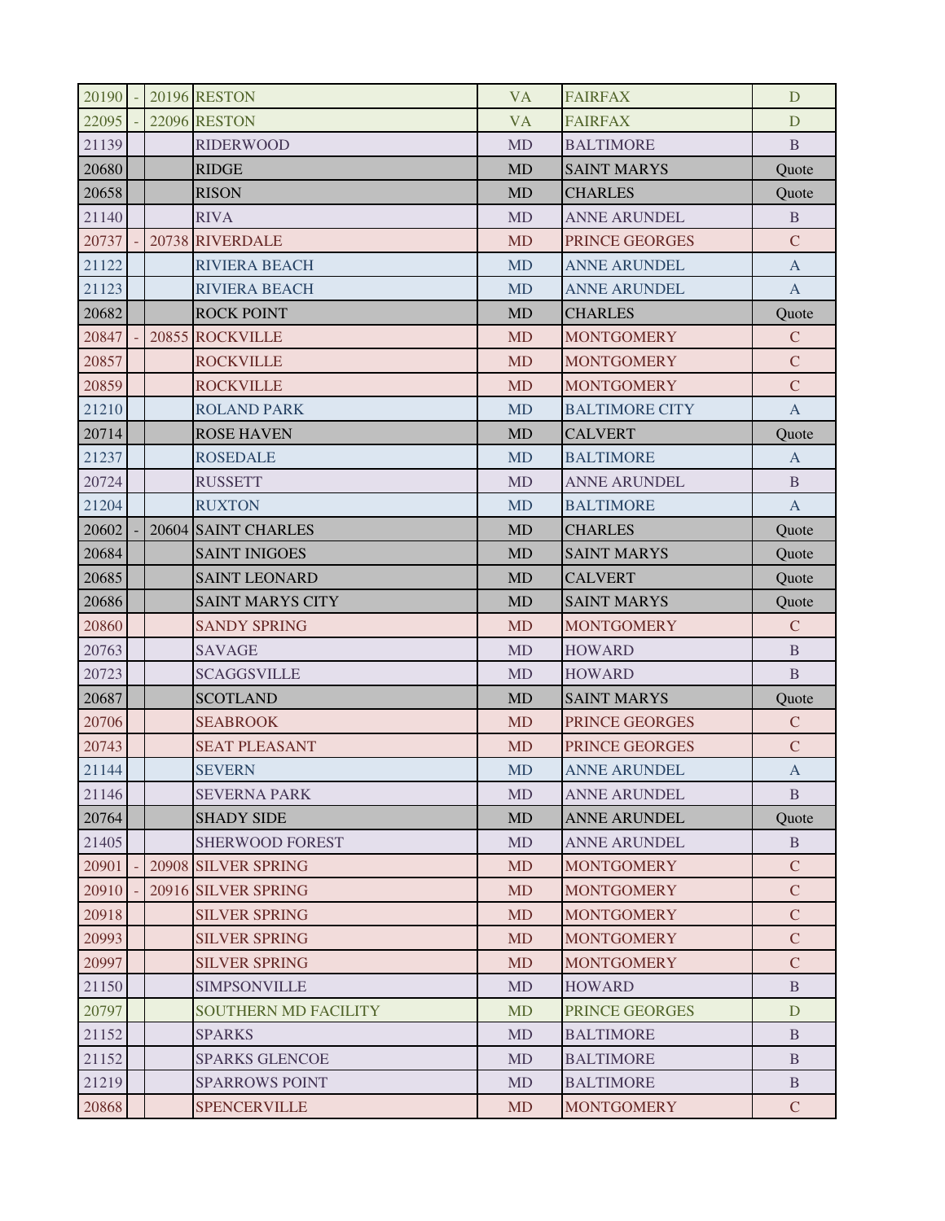| | | | | | | |
|---|---|---|---|---|---|---|
| 20190 | - | 20196 | RESTON | VA | FAIRFAX | D |
| 22095 | - | 22096 | RESTON | VA | FAIRFAX | D |
| 21139 | | | RIDERWOOD | MD | BALTIMORE | B |
| 20680 | | | RIDGE | MD | SAINT MARYS | Quote |
| 20658 | | | RISON | MD | CHARLES | Quote |
| 21140 | | | RIVA | MD | ANNE ARUNDEL | B |
| 20737 | - | 20738 | RIVERDALE | MD | PRINCE GEORGES | C |
| 21122 | | | RIVIERA BEACH | MD | ANNE ARUNDEL | A |
| 21123 | | | RIVIERA BEACH | MD | ANNE ARUNDEL | A |
| 20682 | | | ROCK POINT | MD | CHARLES | Quote |
| 20847 | - | 20855 | ROCKVILLE | MD | MONTGOMERY | C |
| 20857 | | | ROCKVILLE | MD | MONTGOMERY | C |
| 20859 | | | ROCKVILLE | MD | MONTGOMERY | C |
| 21210 | | | ROLAND PARK | MD | BALTIMORE CITY | A |
| 20714 | | | ROSE HAVEN | MD | CALVERT | Quote |
| 21237 | | | ROSEDALE | MD | BALTIMORE | A |
| 20724 | | | RUSSETT | MD | ANNE ARUNDEL | B |
| 21204 | | | RUXTON | MD | BALTIMORE | A |
| 20602 | - | 20604 | SAINT CHARLES | MD | CHARLES | Quote |
| 20684 | | | SAINT INIGOES | MD | SAINT MARYS | Quote |
| 20685 | | | SAINT LEONARD | MD | CALVERT | Quote |
| 20686 | | | SAINT MARYS CITY | MD | SAINT MARYS | Quote |
| 20860 | | | SANDY SPRING | MD | MONTGOMERY | C |
| 20763 | | | SAVAGE | MD | HOWARD | B |
| 20723 | | | SCAGGSVILLE | MD | HOWARD | B |
| 20687 | | | SCOTLAND | MD | SAINT MARYS | Quote |
| 20706 | | | SEABROOK | MD | PRINCE GEORGES | C |
| 20743 | | | SEAT PLEASANT | MD | PRINCE GEORGES | C |
| 21144 | | | SEVERN | MD | ANNE ARUNDEL | A |
| 21146 | | | SEVERNA PARK | MD | ANNE ARUNDEL | B |
| 20764 | | | SHADY SIDE | MD | ANNE ARUNDEL | Quote |
| 21405 | | | SHERWOOD FOREST | MD | ANNE ARUNDEL | B |
| 20901 | - | 20908 | SILVER SPRING | MD | MONTGOMERY | C |
| 20910 | - | 20916 | SILVER SPRING | MD | MONTGOMERY | C |
| 20918 | | | SILVER SPRING | MD | MONTGOMERY | C |
| 20993 | | | SILVER SPRING | MD | MONTGOMERY | C |
| 20997 | | | SILVER SPRING | MD | MONTGOMERY | C |
| 21150 | | | SIMPSONVILLE | MD | HOWARD | B |
| 20797 | | | SOUTHERN MD FACILITY | MD | PRINCE GEORGES | D |
| 21152 | | | SPARKS | MD | BALTIMORE | B |
| 21152 | | | SPARKS GLENCOE | MD | BALTIMORE | B |
| 21219 | | | SPARROWS POINT | MD | BALTIMORE | B |
| 20868 | | | SPENCERVILLE | MD | MONTGOMERY | C |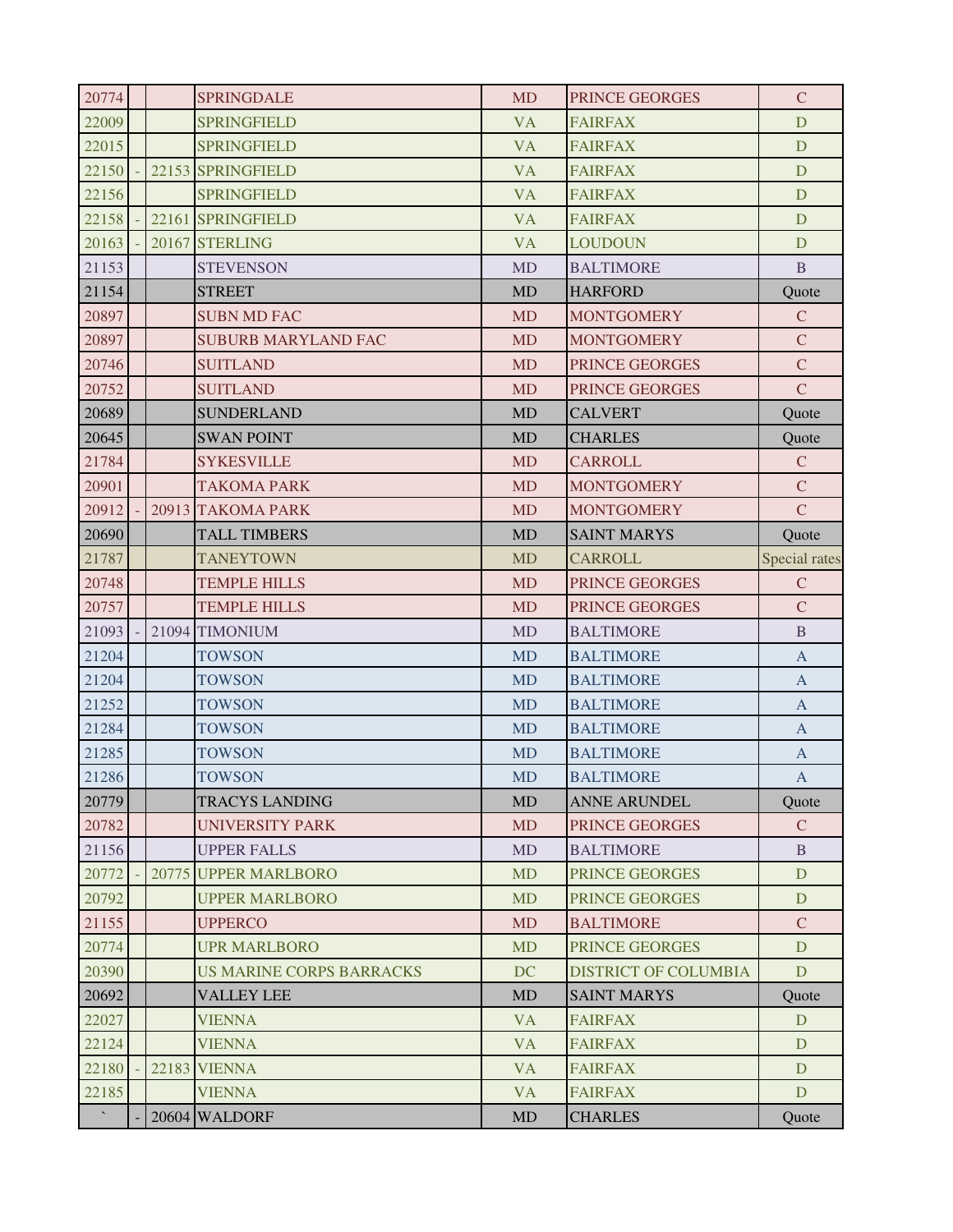| | | | | | | |
|---|---|---|---|---|---|---|
| 20774 | | | SPRINGDALE | MD | PRINCE GEORGES | C |
| 22009 | | | SPRINGFIELD | VA | FAIRFAX | D |
| 22015 | | | SPRINGFIELD | VA | FAIRFAX | D |
| 22150 | - | 22153 | SPRINGFIELD | VA | FAIRFAX | D |
| 22156 | | | SPRINGFIELD | VA | FAIRFAX | D |
| 22158 | - | 22161 | SPRINGFIELD | VA | FAIRFAX | D |
| 20163 | - | 20167 | STERLING | VA | LOUDOUN | D |
| 21153 | | | STEVENSON | MD | BALTIMORE | B |
| 21154 | | | STREET | MD | HARFORD | Quote |
| 20897 | | | SUBN MD FAC | MD | MONTGOMERY | C |
| 20897 | | | SUBURB MARYLAND FAC | MD | MONTGOMERY | C |
| 20746 | | | SUITLAND | MD | PRINCE GEORGES | C |
| 20752 | | | SUITLAND | MD | PRINCE GEORGES | C |
| 20689 | | | SUNDERLAND | MD | CALVERT | Quote |
| 20645 | | | SWAN POINT | MD | CHARLES | Quote |
| 21784 | | | SYKESVILLE | MD | CARROLL | C |
| 20901 | | | TAKOMA PARK | MD | MONTGOMERY | C |
| 20912 | - | 20913 | TAKOMA PARK | MD | MONTGOMERY | C |
| 20690 | | | TALL TIMBERS | MD | SAINT MARYS | Quote |
| 21787 | | | TANEYTOWN | MD | CARROLL | Special rates |
| 20748 | | | TEMPLE HILLS | MD | PRINCE GEORGES | C |
| 20757 | | | TEMPLE HILLS | MD | PRINCE GEORGES | C |
| 21093 | - | 21094 | TIMONIUM | MD | BALTIMORE | B |
| 21204 | | | TOWSON | MD | BALTIMORE | A |
| 21204 | | | TOWSON | MD | BALTIMORE | A |
| 21252 | | | TOWSON | MD | BALTIMORE | A |
| 21284 | | | TOWSON | MD | BALTIMORE | A |
| 21285 | | | TOWSON | MD | BALTIMORE | A |
| 21286 | | | TOWSON | MD | BALTIMORE | A |
| 20779 | | | TRACYS LANDING | MD | ANNE ARUNDEL | Quote |
| 20782 | | | UNIVERSITY PARK | MD | PRINCE GEORGES | C |
| 21156 | | | UPPER FALLS | MD | BALTIMORE | B |
| 20772 | - | 20775 | UPPER MARLBORO | MD | PRINCE GEORGES | D |
| 20792 | | | UPPER MARLBORO | MD | PRINCE GEORGES | D |
| 21155 | | | UPPERCO | MD | BALTIMORE | C |
| 20774 | | | UPR MARLBORO | MD | PRINCE GEORGES | D |
| 20390 | | | US MARINE CORPS BARRACKS | DC | DISTRICT OF COLUMBIA | D |
| 20692 | | | VALLEY LEE | MD | SAINT MARYS | Quote |
| 22027 | | | VIENNA | VA | FAIRFAX | D |
| 22124 | | | VIENNA | VA | FAIRFAX | D |
| 22180 | - | 22183 | VIENNA | VA | FAIRFAX | D |
| 22185 | | | VIENNA | VA | FAIRFAX | D |
| ` | - | 20604 | WALDORF | MD | CHARLES | Quote |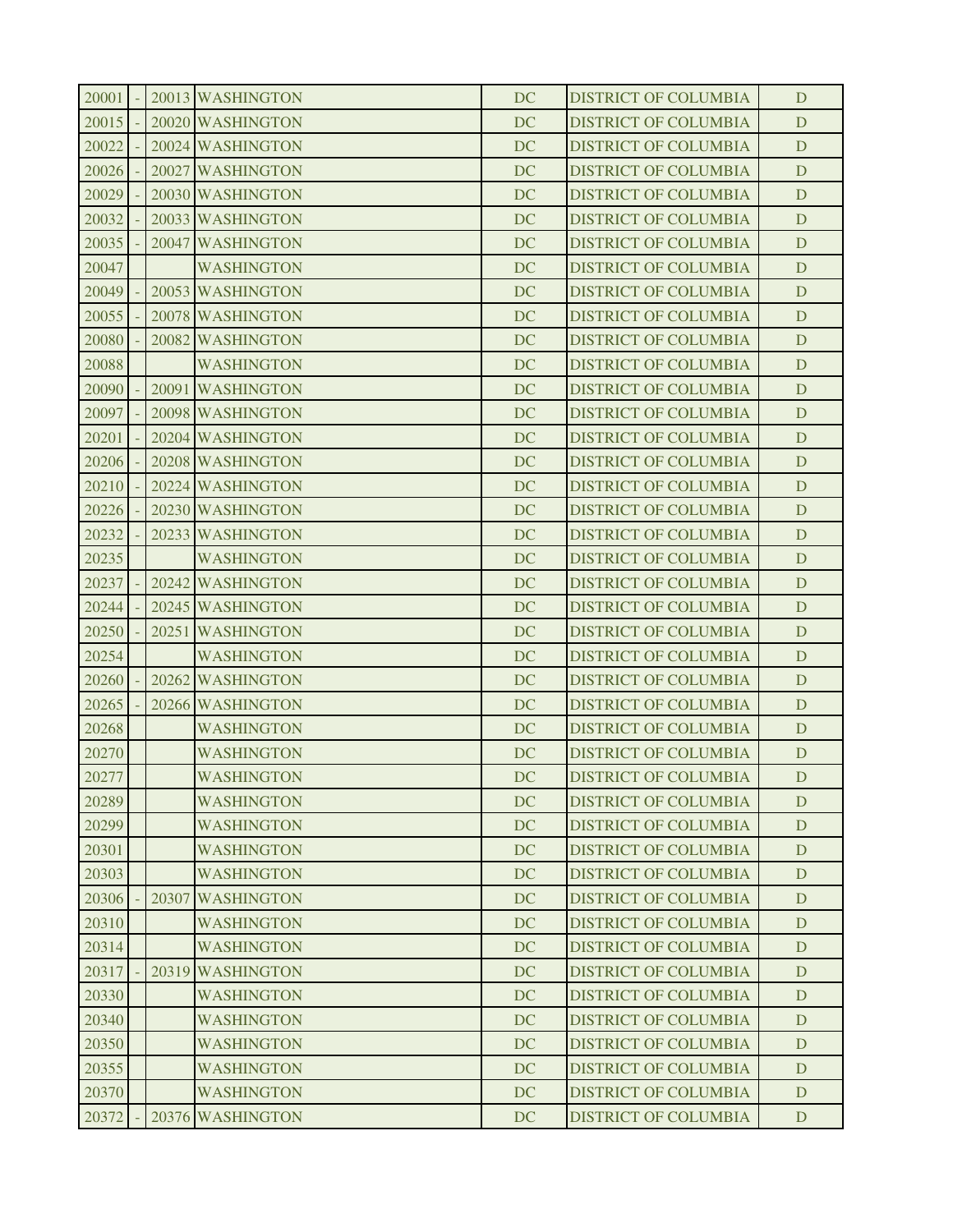| | | | | | | |
|---|---|---|---|---|---|---|
| 20001 | - | 20013 | WASHINGTON | DC | DISTRICT OF COLUMBIA | D |
| 20015 | - | 20020 | WASHINGTON | DC | DISTRICT OF COLUMBIA | D |
| 20022 | - | 20024 | WASHINGTON | DC | DISTRICT OF COLUMBIA | D |
| 20026 | - | 20027 | WASHINGTON | DC | DISTRICT OF COLUMBIA | D |
| 20029 | - | 20030 | WASHINGTON | DC | DISTRICT OF COLUMBIA | D |
| 20032 | - | 20033 | WASHINGTON | DC | DISTRICT OF COLUMBIA | D |
| 20035 | - | 20047 | WASHINGTON | DC | DISTRICT OF COLUMBIA | D |
| 20047 | | | WASHINGTON | DC | DISTRICT OF COLUMBIA | D |
| 20049 | - | 20053 | WASHINGTON | DC | DISTRICT OF COLUMBIA | D |
| 20055 | - | 20078 | WASHINGTON | DC | DISTRICT OF COLUMBIA | D |
| 20080 | - | 20082 | WASHINGTON | DC | DISTRICT OF COLUMBIA | D |
| 20088 | | | WASHINGTON | DC | DISTRICT OF COLUMBIA | D |
| 20090 | - | 20091 | WASHINGTON | DC | DISTRICT OF COLUMBIA | D |
| 20097 | - | 20098 | WASHINGTON | DC | DISTRICT OF COLUMBIA | D |
| 20201 | - | 20204 | WASHINGTON | DC | DISTRICT OF COLUMBIA | D |
| 20206 | - | 20208 | WASHINGTON | DC | DISTRICT OF COLUMBIA | D |
| 20210 | - | 20224 | WASHINGTON | DC | DISTRICT OF COLUMBIA | D |
| 20226 | - | 20230 | WASHINGTON | DC | DISTRICT OF COLUMBIA | D |
| 20232 | - | 20233 | WASHINGTON | DC | DISTRICT OF COLUMBIA | D |
| 20235 | | | WASHINGTON | DC | DISTRICT OF COLUMBIA | D |
| 20237 | - | 20242 | WASHINGTON | DC | DISTRICT OF COLUMBIA | D |
| 20244 | - | 20245 | WASHINGTON | DC | DISTRICT OF COLUMBIA | D |
| 20250 | - | 20251 | WASHINGTON | DC | DISTRICT OF COLUMBIA | D |
| 20254 | | | WASHINGTON | DC | DISTRICT OF COLUMBIA | D |
| 20260 | - | 20262 | WASHINGTON | DC | DISTRICT OF COLUMBIA | D |
| 20265 | - | 20266 | WASHINGTON | DC | DISTRICT OF COLUMBIA | D |
| 20268 | | | WASHINGTON | DC | DISTRICT OF COLUMBIA | D |
| 20270 | | | WASHINGTON | DC | DISTRICT OF COLUMBIA | D |
| 20277 | | | WASHINGTON | DC | DISTRICT OF COLUMBIA | D |
| 20289 | | | WASHINGTON | DC | DISTRICT OF COLUMBIA | D |
| 20299 | | | WASHINGTON | DC | DISTRICT OF COLUMBIA | D |
| 20301 | | | WASHINGTON | DC | DISTRICT OF COLUMBIA | D |
| 20303 | | | WASHINGTON | DC | DISTRICT OF COLUMBIA | D |
| 20306 | - | 20307 | WASHINGTON | DC | DISTRICT OF COLUMBIA | D |
| 20310 | | | WASHINGTON | DC | DISTRICT OF COLUMBIA | D |
| 20314 | | | WASHINGTON | DC | DISTRICT OF COLUMBIA | D |
| 20317 | - | 20319 | WASHINGTON | DC | DISTRICT OF COLUMBIA | D |
| 20330 | | | WASHINGTON | DC | DISTRICT OF COLUMBIA | D |
| 20340 | | | WASHINGTON | DC | DISTRICT OF COLUMBIA | D |
| 20350 | | | WASHINGTON | DC | DISTRICT OF COLUMBIA | D |
| 20355 | | | WASHINGTON | DC | DISTRICT OF COLUMBIA | D |
| 20370 | | | WASHINGTON | DC | DISTRICT OF COLUMBIA | D |
| 20372 | - | 20376 | WASHINGTON | DC | DISTRICT OF COLUMBIA | D |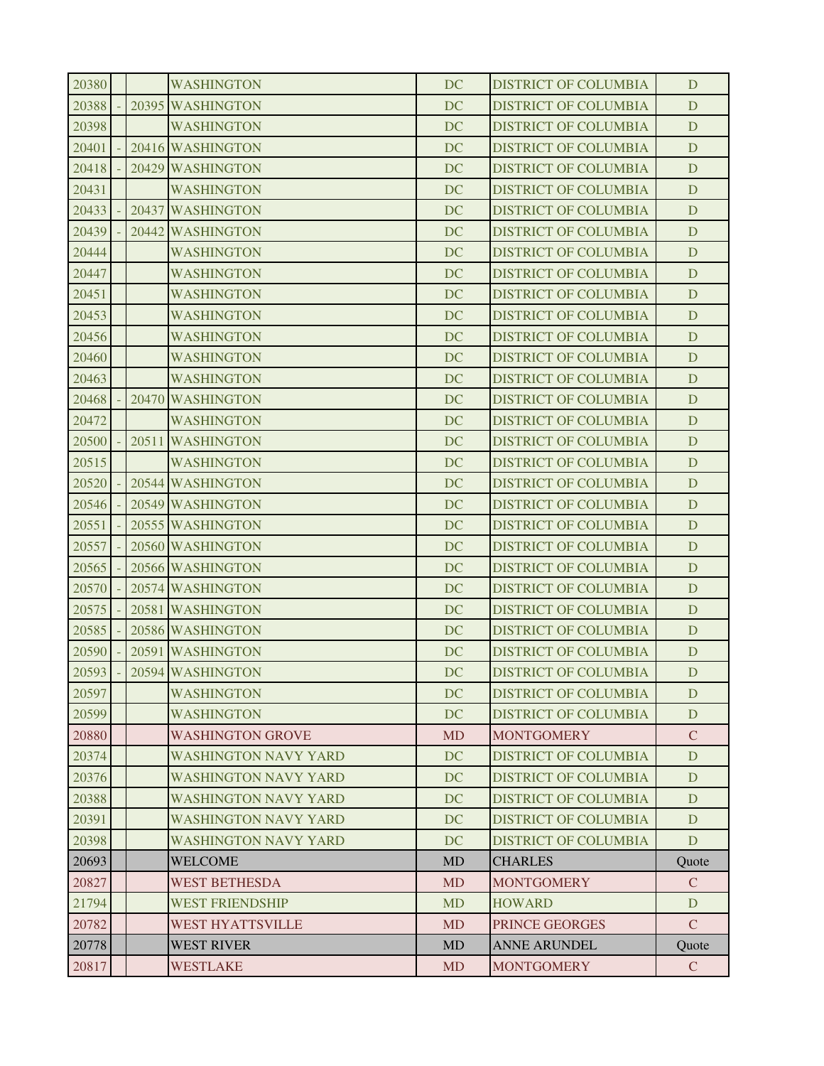| | | | | | | |
|---|---|---|---|---|---|---|
| 20380 | | | WASHINGTON | DC | DISTRICT OF COLUMBIA | D |
| 20388 | - | 20395 | WASHINGTON | DC | DISTRICT OF COLUMBIA | D |
| 20398 | | | WASHINGTON | DC | DISTRICT OF COLUMBIA | D |
| 20401 | - | 20416 | WASHINGTON | DC | DISTRICT OF COLUMBIA | D |
| 20418 | - | 20429 | WASHINGTON | DC | DISTRICT OF COLUMBIA | D |
| 20431 | | | WASHINGTON | DC | DISTRICT OF COLUMBIA | D |
| 20433 | - | 20437 | WASHINGTON | DC | DISTRICT OF COLUMBIA | D |
| 20439 | - | 20442 | WASHINGTON | DC | DISTRICT OF COLUMBIA | D |
| 20444 | | | WASHINGTON | DC | DISTRICT OF COLUMBIA | D |
| 20447 | | | WASHINGTON | DC | DISTRICT OF COLUMBIA | D |
| 20451 | | | WASHINGTON | DC | DISTRICT OF COLUMBIA | D |
| 20453 | | | WASHINGTON | DC | DISTRICT OF COLUMBIA | D |
| 20456 | | | WASHINGTON | DC | DISTRICT OF COLUMBIA | D |
| 20460 | | | WASHINGTON | DC | DISTRICT OF COLUMBIA | D |
| 20463 | | | WASHINGTON | DC | DISTRICT OF COLUMBIA | D |
| 20468 | - | 20470 | WASHINGTON | DC | DISTRICT OF COLUMBIA | D |
| 20472 | | | WASHINGTON | DC | DISTRICT OF COLUMBIA | D |
| 20500 | - | 20511 | WASHINGTON | DC | DISTRICT OF COLUMBIA | D |
| 20515 | | | WASHINGTON | DC | DISTRICT OF COLUMBIA | D |
| 20520 | - | 20544 | WASHINGTON | DC | DISTRICT OF COLUMBIA | D |
| 20546 | - | 20549 | WASHINGTON | DC | DISTRICT OF COLUMBIA | D |
| 20551 | - | 20555 | WASHINGTON | DC | DISTRICT OF COLUMBIA | D |
| 20557 | - | 20560 | WASHINGTON | DC | DISTRICT OF COLUMBIA | D |
| 20565 | - | 20566 | WASHINGTON | DC | DISTRICT OF COLUMBIA | D |
| 20570 | - | 20574 | WASHINGTON | DC | DISTRICT OF COLUMBIA | D |
| 20575 | - | 20581 | WASHINGTON | DC | DISTRICT OF COLUMBIA | D |
| 20585 | - | 20586 | WASHINGTON | DC | DISTRICT OF COLUMBIA | D |
| 20590 | - | 20591 | WASHINGTON | DC | DISTRICT OF COLUMBIA | D |
| 20593 | - | 20594 | WASHINGTON | DC | DISTRICT OF COLUMBIA | D |
| 20597 | | | WASHINGTON | DC | DISTRICT OF COLUMBIA | D |
| 20599 | | | WASHINGTON | DC | DISTRICT OF COLUMBIA | D |
| 20880 | | | WASHINGTON GROVE | MD | MONTGOMERY | C |
| 20374 | | | WASHINGTON NAVY YARD | DC | DISTRICT OF COLUMBIA | D |
| 20376 | | | WASHINGTON NAVY YARD | DC | DISTRICT OF COLUMBIA | D |
| 20388 | | | WASHINGTON NAVY YARD | DC | DISTRICT OF COLUMBIA | D |
| 20391 | | | WASHINGTON NAVY YARD | DC | DISTRICT OF COLUMBIA | D |
| 20398 | | | WASHINGTON NAVY YARD | DC | DISTRICT OF COLUMBIA | D |
| 20693 | | | WELCOME | MD | CHARLES | Quote |
| 20827 | | | WEST BETHESDA | MD | MONTGOMERY | C |
| 21794 | | | WEST FRIENDSHIP | MD | HOWARD | D |
| 20782 | | | WEST HYATTSVILLE | MD | PRINCE GEORGES | C |
| 20778 | | | WEST RIVER | MD | ANNE ARUNDEL | Quote |
| 20817 | | | WESTLAKE | MD | MONTGOMERY | C |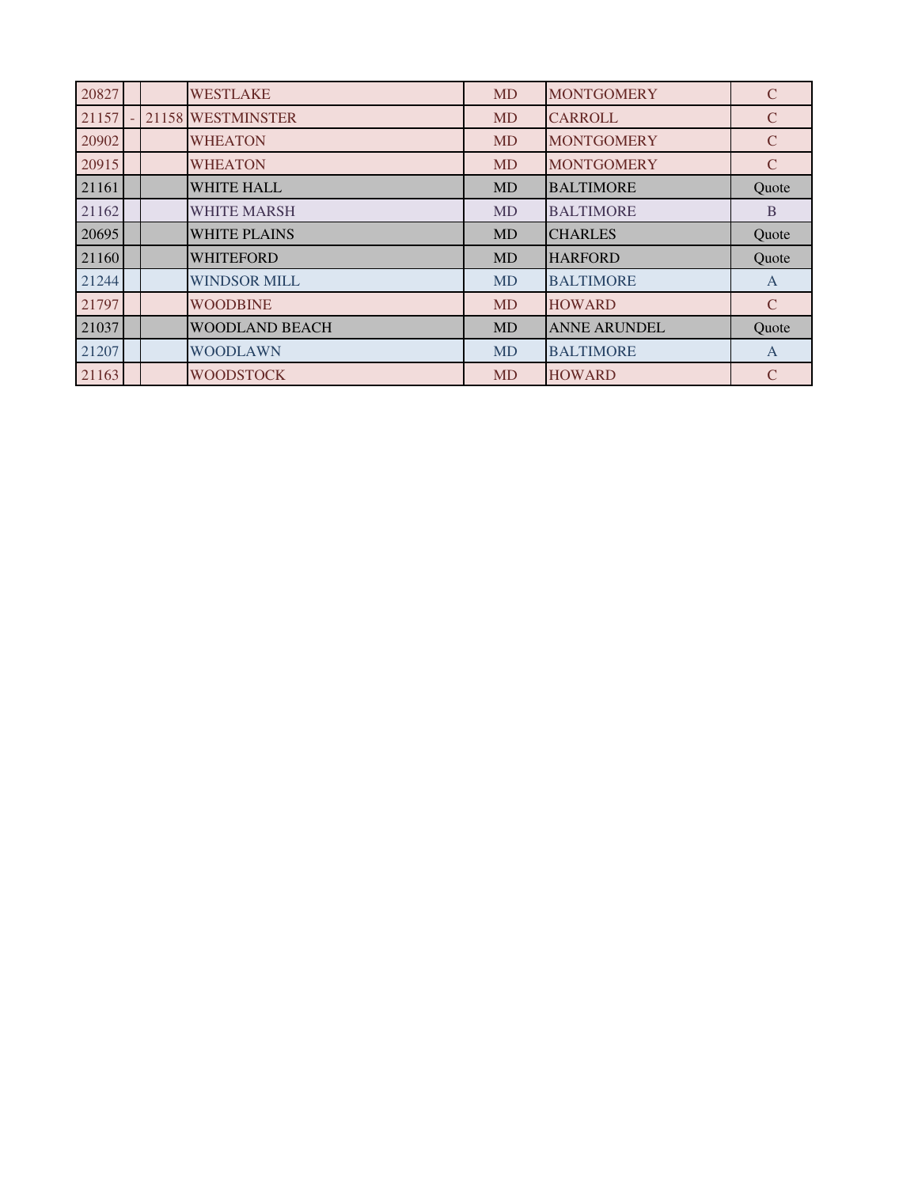| | | | | | | |
|---|---|---|---|---|---|---|
| 20827 | | | WESTLAKE | MD | MONTGOMERY | C |
| 21157 | - | 21158 | WESTMINSTER | MD | CARROLL | C |
| 20902 | | | WHEATON | MD | MONTGOMERY | C |
| 20915 | | | WHEATON | MD | MONTGOMERY | C |
| 21161 | | | WHITE HALL | MD | BALTIMORE | Quote |
| 21162 | | | WHITE MARSH | MD | BALTIMORE | B |
| 20695 | | | WHITE PLAINS | MD | CHARLES | Quote |
| 21160 | | | WHITEFORD | MD | HARFORD | Quote |
| 21244 | | | WINDSOR MILL | MD | BALTIMORE | A |
| 21797 | | | WOODBINE | MD | HOWARD | C |
| 21037 | | | WOODLAND BEACH | MD | ANNE ARUNDEL | Quote |
| 21207 | | | WOODLAWN | MD | BALTIMORE | A |
| 21163 | | | WOODSTOCK | MD | HOWARD | C |